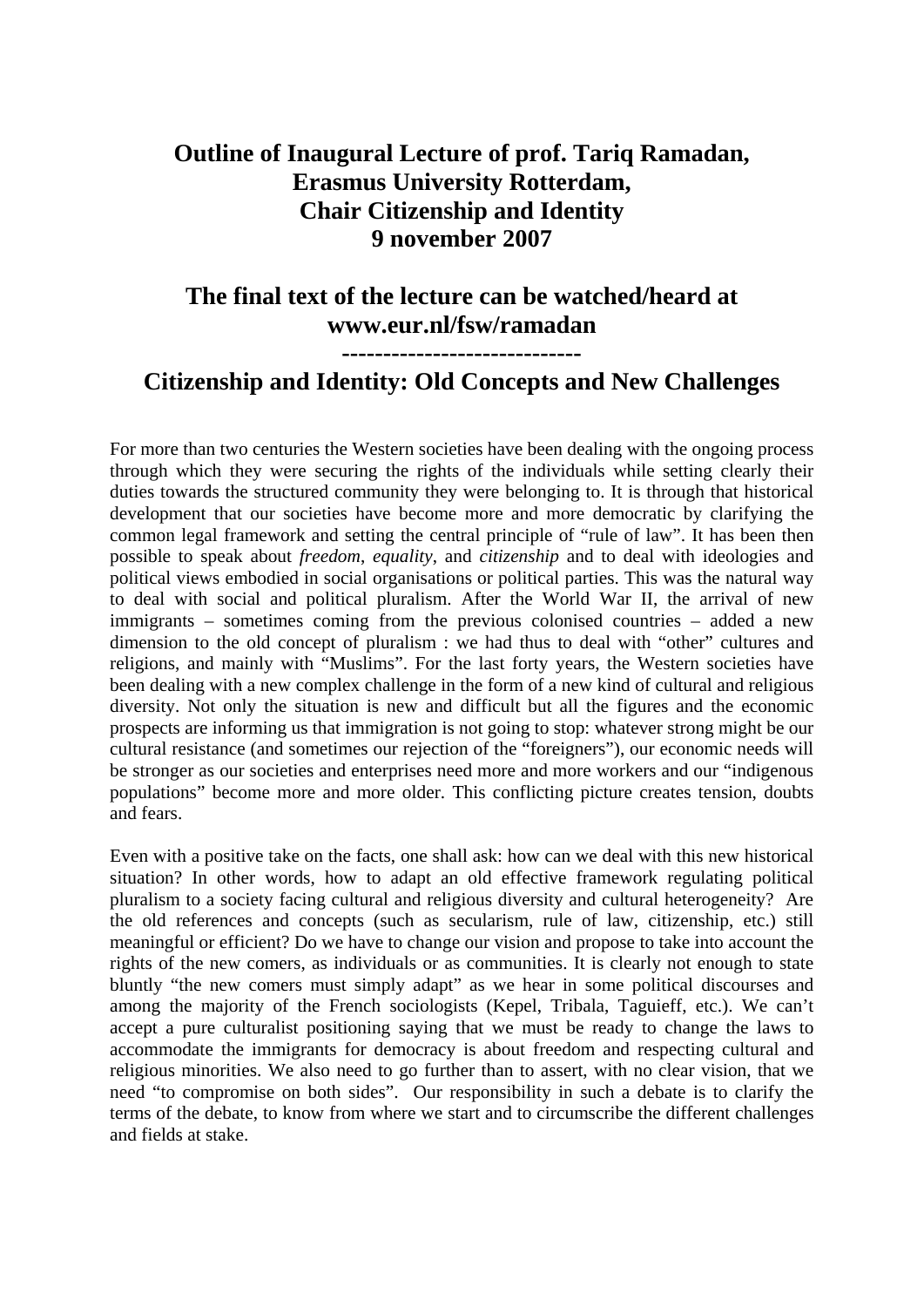# Outline of Inaugural Lecture of prof. Tariq Ramadan, Erasmus University Rotterdam, Chair Citizenship and Identity 9 november 2007

## The final text of the lecture can be watched/heard at www.eur.nl/fsw/ramadan

-----------------------------

## Citizenship and Identity: Old Concepts and New Challenges

For more than two centuries the Western societies have been dealing with the ongoing process through which they were securing the rights of the individuals while setting clearly their duties towards the structured community they were belonging to. It is through that historical development that our societies have become more and more democratic by clarifying the common legal framework and setting the central principle of "rule of law". It has been then possible to speak about *freedom*, *equality*, and *citizenship* and to deal with ideologies and political views embodied in social organisations or political parties. This was the natural way to deal with social and political pluralism. After the World War II, the arrival of new immigrants – sometimes coming from the previous colonised countries – added a new dimension to the old concept of pluralism : we had thus to deal with "other" cultures and religions, and mainly with "Muslims". For the last forty years, the Western societies have been dealing with a new complex challenge in the form of a new kind of cultural and religious diversity. Not only the situation is new and difficult but all the figures and the economic prospects are informing us that immigration is not going to stop: whatever strong might be our cultural resistance (and sometimes our rejection of the "foreigners"), our economic needs will be stronger as our societies and enterprises need more and more workers and our "indigenous populations" become more and more older. This conflicting picture creates tension, doubts and fears.

Even with a positive take on the facts, one shall ask: how can we deal with this new historical situation? In other words, how to adapt an old effective framework regulating political pluralism to a society facing cultural and religious diversity and cultural heterogeneity? Are the old references and concepts (such as secularism, rule of law, citizenship, etc.) still meaningful or efficient? Do we have to change our vision and propose to take into account the rights of the new comers, as individuals or as communities. It is clearly not enough to state bluntly "the new comers must simply adapt" as we hear in some political discourses and among the majority of the French sociologists (Kepel, Tribala, Taguieff, etc.). We can't accept a pure culturalist positioning saying that we must be ready to change the laws to accommodate the immigrants for democracy is about freedom and respecting cultural and religious minorities. We also need to go further than to assert, with no clear vision, that we need "to compromise on both sides". Our responsibility in such a debate is to clarify the terms of the debate, to know from where we start and to circumscribe the different challenges and fields at stake.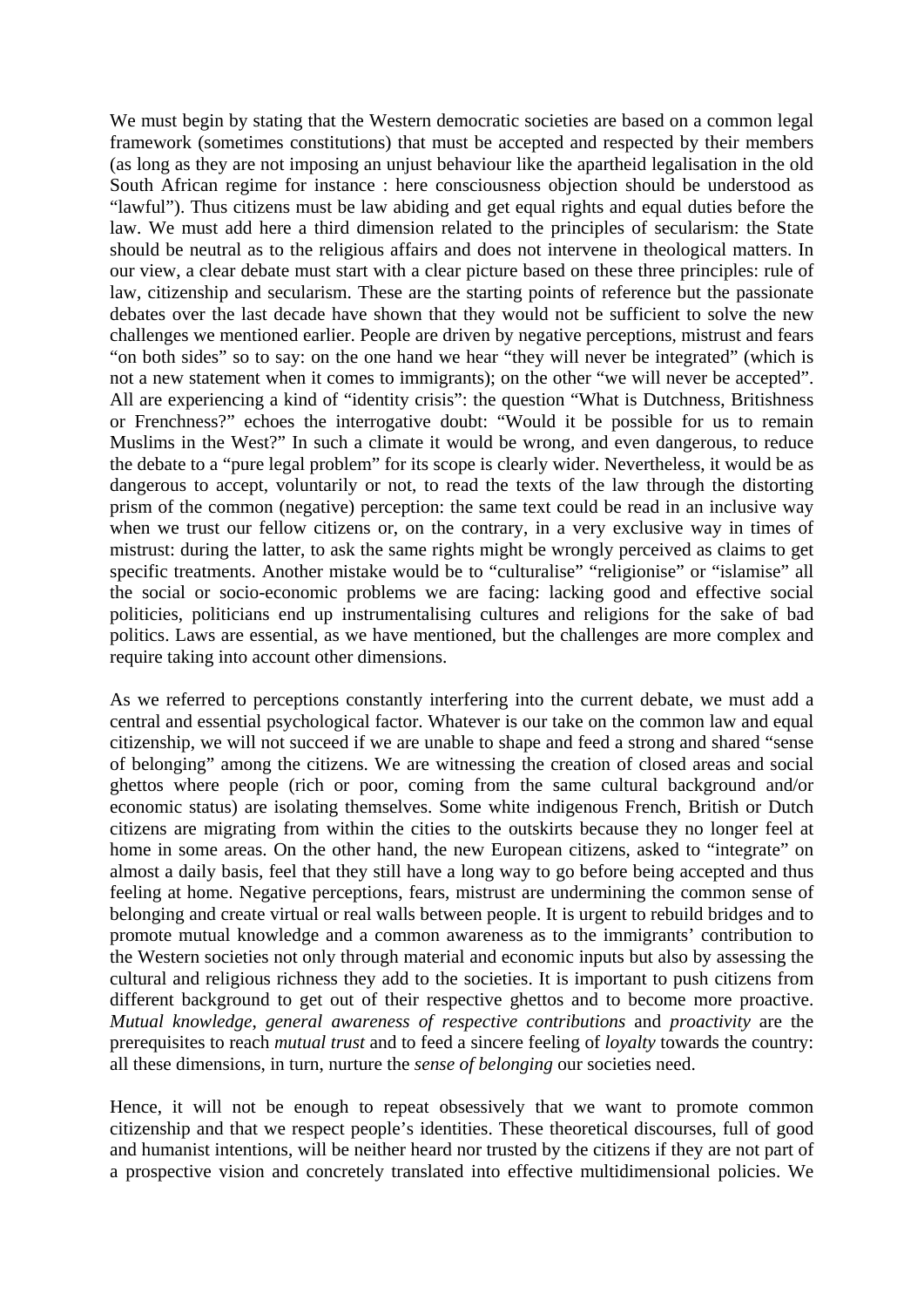We must begin by stating that the Western democratic societies are based on a common legal framework (sometimes constitutions) that must be accepted and respected by their members (as long as they are not imposing an unjust behaviour like the apartheid legalisation in the old South African regime for instance : here consciousness objection should be understood as "lawful"). Thus citizens must be law abiding and get equal rights and equal duties before the law. We must add here a third dimension related to the principles of secularism: the State should be neutral as to the religious affairs and does not intervene in theological matters. In our view, a clear debate must start with a clear picture based on these three principles: rule of law, citizenship and secularism. These are the starting points of reference but the passionate debates over the last decade have shown that they would not be sufficient to solve the new challenges we mentioned earlier. People are driven by negative perceptions, mistrust and fears "on both sides" so to say: on the one hand we hear "they will never be integrated" (which is not a new statement when it comes to immigrants); on the other "we will never be accepted". All are experiencing a kind of "identity crisis": the question "What is Dutchness, Britishness or Frenchness?" echoes the interrogative doubt: "Would it be possible for us to remain Muslims in the West?" In such a climate it would be wrong, and even dangerous, to reduce the debate to a "pure legal problem" for its scope is clearly wider. Nevertheless, it would be as dangerous to accept, voluntarily or not, to read the texts of the law through the distorting prism of the common (negative) perception: the same text could be read in an inclusive way when we trust our fellow citizens or, on the contrary, in a very exclusive way in times of mistrust: during the latter, to ask the same rights might be wrongly perceived as claims to get specific treatments. Another mistake would be to "culturalise" "religionise" or "islamise" all the social or socio-economic problems we are facing: lacking good and effective social politicies, politicians end up instrumentalising cultures and religions for the sake of bad politics. Laws are essential, as we have mentioned, but the challenges are more complex and require taking into account other dimensions.

As we referred to perceptions constantly interfering into the current debate, we must add a central and essential psychological factor. Whatever is our take on the common law and equal citizenship, we will not succeed if we are unable to shape and feed a strong and shared "sense of belonging" among the citizens. We are witnessing the creation of closed areas and social ghettos where people (rich or poor, coming from the same cultural background and/or economic status) are isolating themselves. Some white indigenous French, British or Dutch citizens are migrating from within the cities to the outskirts because they no longer feel at home in some areas. On the other hand, the new European citizens, asked to "integrate" on almost a daily basis, feel that they still have a long way to go before being accepted and thus feeling at home. Negative perceptions, fears, mistrust are undermining the common sense of belonging and create virtual or real walls between people. It is urgent to rebuild bridges and to promote mutual knowledge and a common awareness as to the immigrants' contribution to the Western societies not only through material and economic inputs but also by assessing the cultural and religious richness they add to the societies. It is important to push citizens from different background to get out of their respective ghettos and to become more proactive. *Mutual knowledge*, *general awareness of respective contributions* and *proactivity* are the prerequisites to reach *mutual trust* and to feed a sincere feeling of *loyalty* towards the country: all these dimensions, in turn, nurture the *sense of belonging* our societies need.

Hence, it will not be enough to repeat obsessively that we want to promote common citizenship and that we respect people's identities. These theoretical discourses, full of good and humanist intentions, will be neither heard nor trusted by the citizens if they are not part of a prospective vision and concretely translated into effective multidimensional policies. We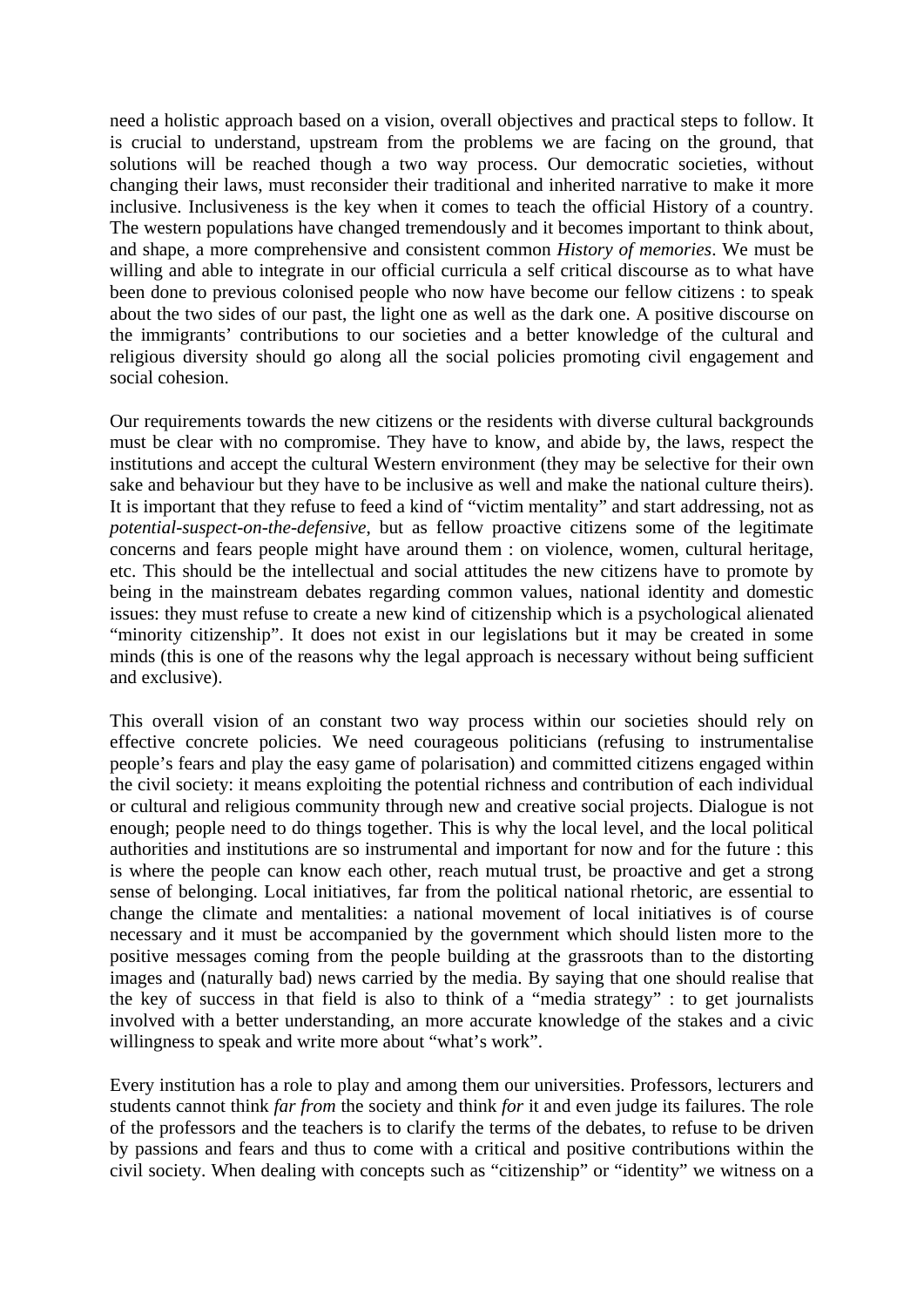need a holistic approach based on a vision, overall objectives and practical steps to follow. It is crucial to understand, upstream from the problems we are facing on the ground, that solutions will be reached though a two way process. Our democratic societies, without changing their laws, must reconsider their traditional and inherited narrative to make it more inclusive. Inclusiveness is the key when it comes to teach the official History of a country. The western populations have changed tremendously and it becomes important to think about, and shape, a more comprehensive and consistent common *History of memories*. We must be willing and able to integrate in our official curricula a self critical discourse as to what have been done to previous colonised people who now have become our fellow citizens : to speak about the two sides of our past, the light one as well as the dark one. A positive discourse on the immigrants' contributions to our societies and a better knowledge of the cultural and religious diversity should go along all the social policies promoting civil engagement and social cohesion.

Our requirements towards the new citizens or the residents with diverse cultural backgrounds must be clear with no compromise. They have to know, and abide by, the laws, respect the institutions and accept the cultural Western environment (they may be selective for their own sake and behaviour but they have to be inclusive as well and make the national culture theirs). It is important that they refuse to feed a kind of "victim mentality" and start addressing, not as *potential-suspect-on-the-defensive*, but as fellow proactive citizens some of the legitimate concerns and fears people might have around them : on violence, women, cultural heritage, etc. This should be the intellectual and social attitudes the new citizens have to promote by being in the mainstream debates regarding common values, national identity and domestic issues: they must refuse to create a new kind of citizenship which is a psychological alienated "minority citizenship". It does not exist in our legislations but it may be created in some minds (this is one of the reasons why the legal approach is necessary without being sufficient and exclusive).

This overall vision of an constant two way process within our societies should rely on effective concrete policies. We need courageous politicians (refusing to instrumentalise people's fears and play the easy game of polarisation) and committed citizens engaged within the civil society: it means exploiting the potential richness and contribution of each individual or cultural and religious community through new and creative social projects. Dialogue is not enough; people need to do things together. This is why the local level, and the local political authorities and institutions are so instrumental and important for now and for the future : this is where the people can know each other, reach mutual trust, be proactive and get a strong sense of belonging. Local initiatives, far from the political national rhetoric, are essential to change the climate and mentalities: a national movement of local initiatives is of course necessary and it must be accompanied by the government which should listen more to the positive messages coming from the people building at the grassroots than to the distorting images and (naturally bad) news carried by the media. By saying that one should realise that the key of success in that field is also to think of a "media strategy" : to get journalists involved with a better understanding, an more accurate knowledge of the stakes and a civic willingness to speak and write more about "what's work".

Every institution has a role to play and among them our universities. Professors, lecturers and students cannot think *far from* the society and think *for* it and even judge its failures. The role of the professors and the teachers is to clarify the terms of the debates, to refuse to be driven by passions and fears and thus to come with a critical and positive contributions within the civil society. When dealing with concepts such as "citizenship" or "identity" we witness on a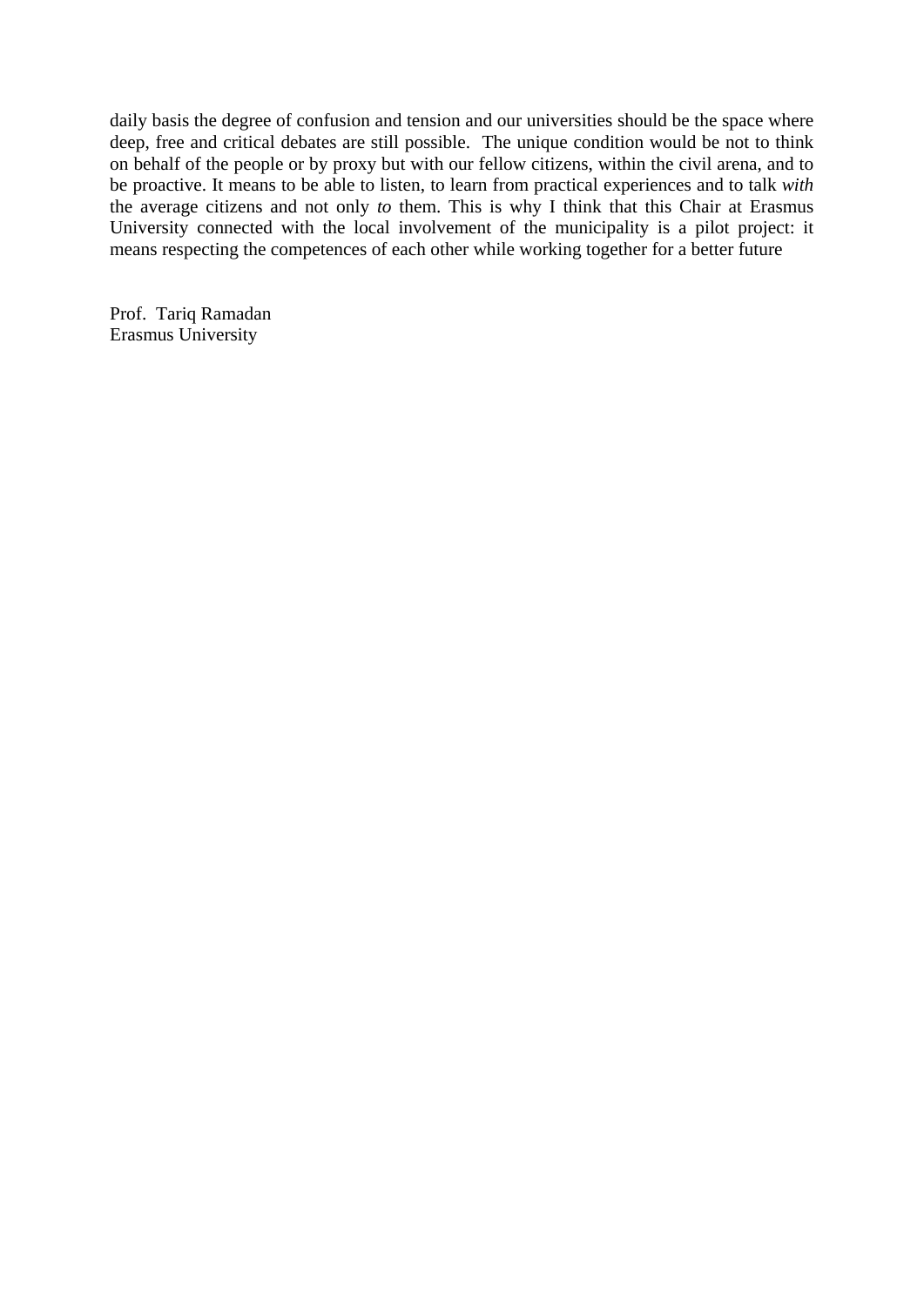daily basis the degree of confusion and tension and our universities should be the space where deep, free and critical debates are still possible. The unique condition would be not to think on behalf of the people or by proxy but with our fellow citizens, within the civil arena, and to be proactive. It means to be able to listen, to learn from practical experiences and to talk *with* the average citizens and not only *to* them. This is why I think that this Chair at Erasmus University connected with the local involvement of the municipality is a pilot project: it means respecting the competences of each other while working together for a better future

Prof. Tariq Ramadan  
Erasmus University